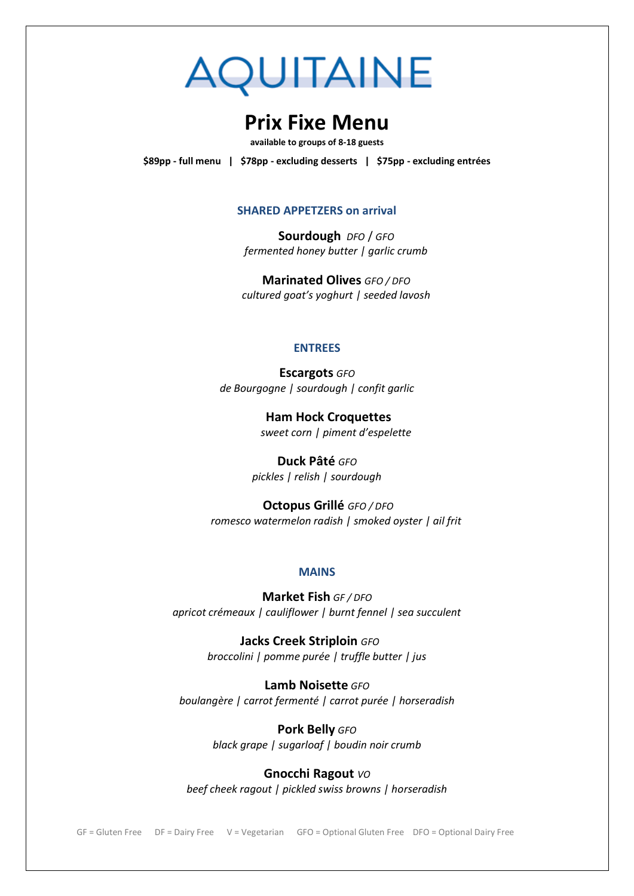# AQUITAINE

## Prix Fixe Menu

**available to groups of 8-18 guests**

**$89pp - full menu | $78pp - excluding desserts | $75pp - excluding entrées**

### SHARED APPETZERS on arrival

**Sourdough** *DFO / GFO*
*fermented honey butter | garlic crumb*

**Marinated Olives** *GFO / DFO*
*cultured goat's yoghurt | seeded lavosh*

### ENTREES

**Escargots** *GFO*
*de Bourgogne | sourdough | confit garlic*

**Ham Hock Croquettes**
*sweet corn | piment d'espelette*

**Duck Pâté** *GFO*
*pickles | relish | sourdough*

**Octopus Grillé** *GFO / DFO*
*romesco watermelon radish | smoked oyster | ail frit*

### MAINS

**Market Fish** *GF / DFO*
*apricot crémeaux | cauliflower | burnt fennel | sea succulent*

**Jacks Creek Striploin** *GFO*
*broccolini | pomme purée | truffle butter | jus*

**Lamb Noisette** *GFO*
*boulangère | carrot fermenté | carrot purée | horseradish*

**Pork Belly** *GFO*
*black grape | sugarloaf | boudin noir crumb*

**Gnocchi Ragout** *VO*
*beef cheek ragout | pickled swiss browns | horseradish*

GF = Gluten Free DF = Dairy Free V = Vegetarian GFO = Optional Gluten Free DFO = Optional Dairy Free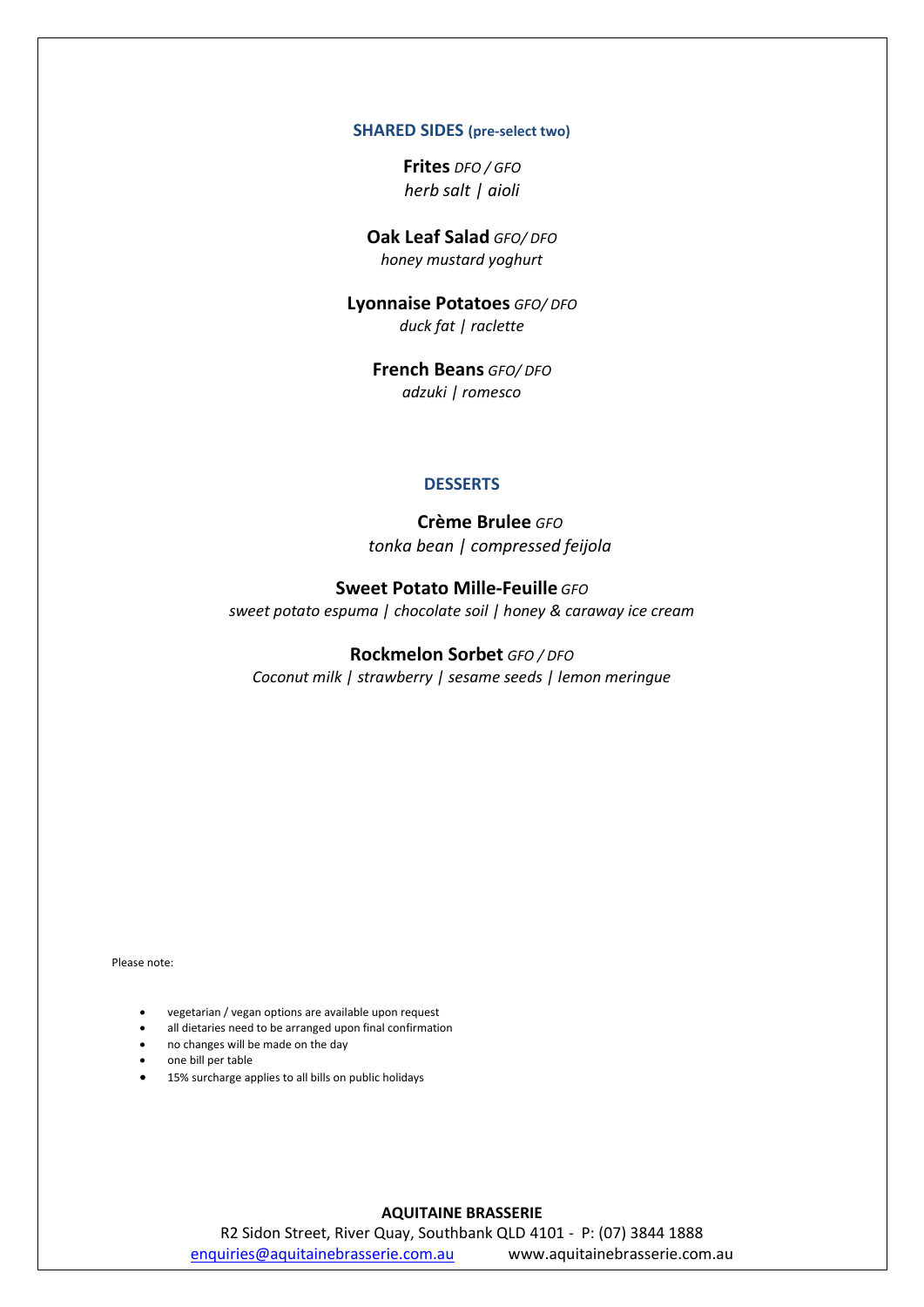## SHARED SIDES (pre-select two)

**Frites** *DFO / GFO*
*herb salt | aioli*

**Oak Leaf Salad** *GFO/ DFO*
*honey mustard yoghurt*

**Lyonnaise Potatoes** *GFO/ DFO*
*duck fat | raclette*

**French Beans** *GFO/ DFO*
*adzuki | romesco*

## DESSERTS

**Crème Brulee** *GFO*
*tonka bean | compressed feijola*

**Sweet Potato Mille-Feuille** *GFO*
*sweet potato espuma | chocolate soil | honey & caraway ice cream*

**Rockmelon Sorbet** *GFO / DFO*
*Coconut milk | strawberry | sesame seeds | lemon meringue*

Please note:

- vegetarian / vegan options are available upon request
- all dietaries need to be arranged upon final confirmation
- no changes will be made on the day
- one bill per table
- 15% surcharge applies to all bills on public holidays

**AQUITAINE BRASSERIE**
R2 Sidon Street, River Quay, Southbank QLD 4101 - P: (07) 3844 1888
enquiries@aquitainebrasserie.com.au www.aquitainebrasserie.com.au